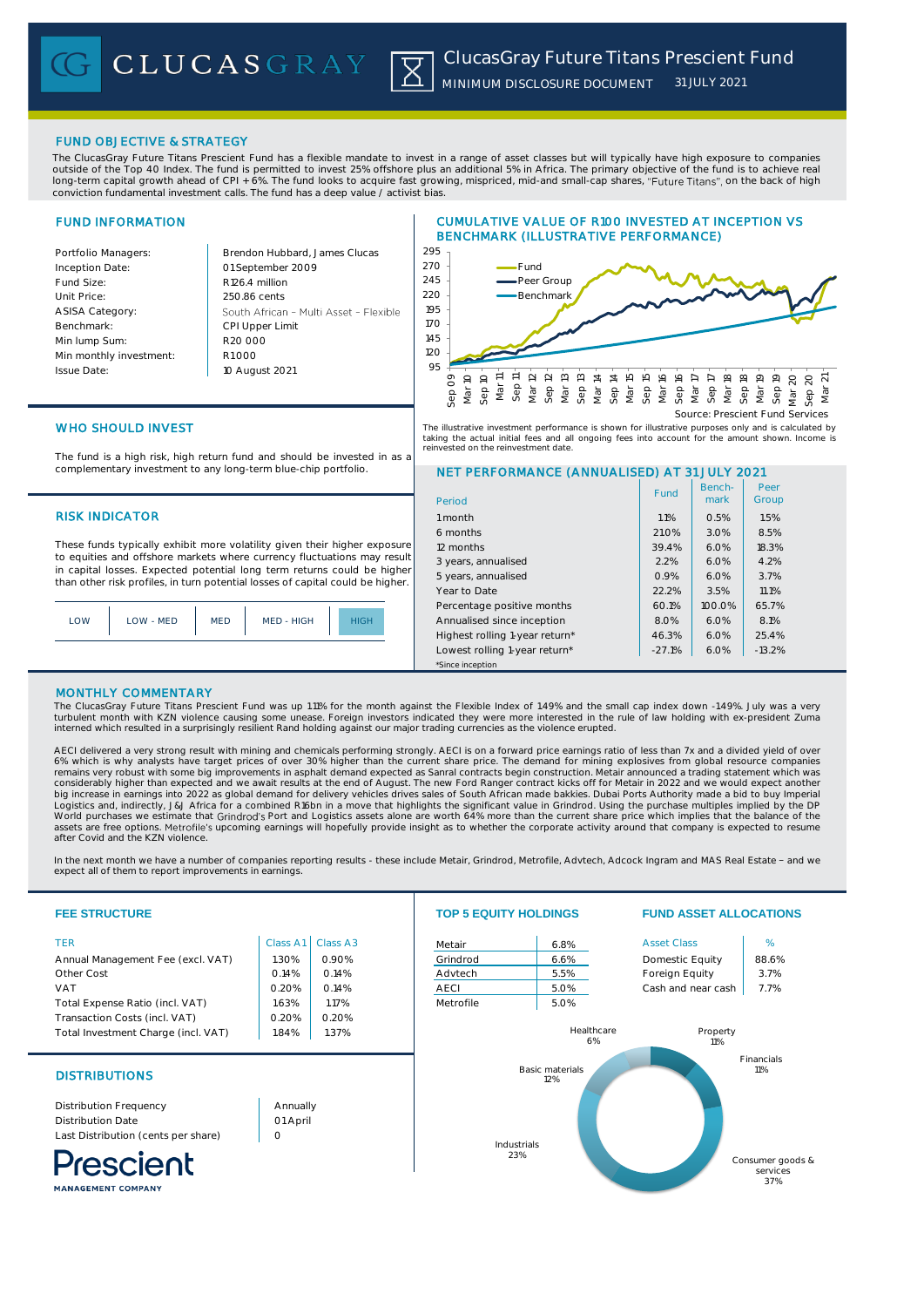# CLUCASGRAY

## ClucasGray Future Titans Prescient Fund

MINIMUM DISCLOSURE DOCUMENT 31 JULY 2021

## FUND OBJECTIVE & STRATEGY

The ClucasGray Future Titans Prescient Fund has a flexible mandate to invest in a range of asset classes but will typically have high exposure to companies outside of the Top 40 Index. The fund is permitted to invest 25% offshore plus an additional 5% in Africa. The primary objective of the fund is to achieve real long-term capital growth ahead of CPI + 6%. The fund looks to acquire fast growing, mispriced, mid-and small-cap shares, "Future Titans", on the back of high conviction fundamental investment calls. The fund has a deep value / activist bias.

## FUND INFORMATION

| | |
|---|---|
| Portfolio Managers: | Brendon Hubbard, James Clucas |
| Inception Date: | 01 September 2009 |
| Fund Size: | R126.4 million |
| Unit Price: | 250.86 cents |
| ASISA Category: | South African – Multi Asset – Flexible |
| Benchmark: | CPI Upper Limit |
| Min lump Sum: | R20 000 |
| Min monthly investment: | R1000 |
| Issue Date: | 10 August 2021 |

## CUMULATIVE VALUE OF R100 INVESTED AT INCEPTION VS BENCHMARK (ILLUSTRATIVE PERFORMANCE)

Source: Prescient Fund Services

The illustrative investment performance is shown for illustrative purposes only and is calculated by taking the actual initial fees and all ongoing fees into account for the amount shown. Income is reinvested on the reinvestment date.

## WHO SHOULD INVEST

The fund is a high risk, high return fund and should be invested in as a complementary investment to any long-term blue-chip portfolio.

## RISK INDICATOR

These funds typically exhibit more volatility given their higher exposure to equities and offshore markets where currency fluctuations may result in capital losses. Expected potential long term returns could be higher than other risk profiles, in turn potential losses of capital could be higher.

| LOW | LOW - MED | MED | MED - HIGH | **HIGH** |
|---|---|---|---|---|

## NET PERFORMANCE (ANNUALISED) AT 31 JULY 2021

| Period | Fund | Bench-mark | Peer Group |
|---|---|---|---|
| 1 month | 1.1% | 0.5% | 1.5% |
| 6 months | 21.0% | 3.0% | 8.5% |
| 12 months | 39.4% | 6.0% | 18.3% |
| 3 years, annualised | 2.2% | 6.0% | 4.2% |
| 5 years, annualised | 0.9% | 6.0% | 3.7% |
| Year to Date | 22.2% | 3.5% | 11.1% |
| Percentage positive months | 60.1% | 100.0% | 65.7% |
| Annualised since inception | 8.0% | 6.0% | 8.1% |
| Highest rolling 1-year return* | 46.3% | 6.0% | 25.4% |
| Lowest rolling 1-year return* | -27.1% | 6.0% | -13.2% |

*Since inception

## MONTHLY COMMENTARY

The ClucasGray Future Titans Prescient Fund was up 1.1% for the month against the Flexible Index of 1.49% and the small cap index down -1.49%. July was a very turbulent month with KZN violence causing some unease. Foreign investors indicated they were more interested in the rule of law holding with ex-president Zuma interned which resulted in a surprisingly resilient Rand holding against our major trading currencies as the violence erupted.

AECI delivered a very strong result with mining and chemicals performing strongly. AECI is on a forward price earnings ratio of less than 7x and a divided yield of over 6% which is why analysts have target prices of over 30% higher than the current share price. The demand for mining explosives from global resource companies remains very robust with some big improvements in asphalt demand expected as Sanral contracts begin construction. Metair announced a trading statement which was considerably higher than expected and we await results at the end of August. The new Ford Ranger contract kicks off for Metair in 2022 and we would expect another big increase in earnings into 2022 as global demand for delivery vehicles drives sales of South African made bakkies. Dubai Ports Authority made a bid to buy Imperial Logistics and, indirectly, J&J Africa for a combined R16bn in a move that highlights the significant value in Grindrod. Using the purchase multiples implied by the DP World purchases we estimate that Grindrod's Port and Logistics assets alone are worth 64% more than the current share price which implies that the balance of the assets are free options. Metrofile's upcoming earnings will hopefully provide insight as to whether the corporate activity around that company is expected to resume after Covid and the KZN violence.

In the next month we have a number of companies reporting results - these include Metair, Grindrod, Metrofile, Advtech, Adcock Ingram and MAS Real Estate – and we expect all of them to report improvements in earnings.

## FEE STRUCTURE

| TER | Class A1 | Class A3 |
|---|---|---|
| Annual Management Fee (excl. VAT) | 1.30% | 0.90% |
| Other Cost | 0.14% | 0.14% |
| VAT | 0.20% | 0.14% |
| Total Expense Ratio (incl. VAT) | 1.63% | 1.17% |
| Transaction Costs (incl. VAT) | 0.20% | 0.20% |
| Total Investment Charge (incl. VAT) | 1.84% | 1.37% |

## TOP 5 EQUITY HOLDINGS

| | |
|---|---|
| Metair | 6.8% |
| Grindrod | 6.6% |
| Advtech | 5.5% |
| AECI | 5.0% |
| Metrofile | 5.0% |

## FUND ASSET ALLOCATIONS

| Asset Class | % |
|---|---|
| Domestic Equity | 88.6% |
| Foreign Equity | 3.7% |
| Cash and near cash | 7.7% |

Sector allocation: Consumer goods & services 37%; Industrials 23%; Basic materials 12%; Property 11%; Financials 11%; Healthcare 6%

## DISTRIBUTIONS

| | |
|---|---|
| Distribution Frequency | Annually |
| Distribution Date | 01 April |
| Last Distribution (cents per share) | 0 |

Prescient MANAGEMENT COMPANY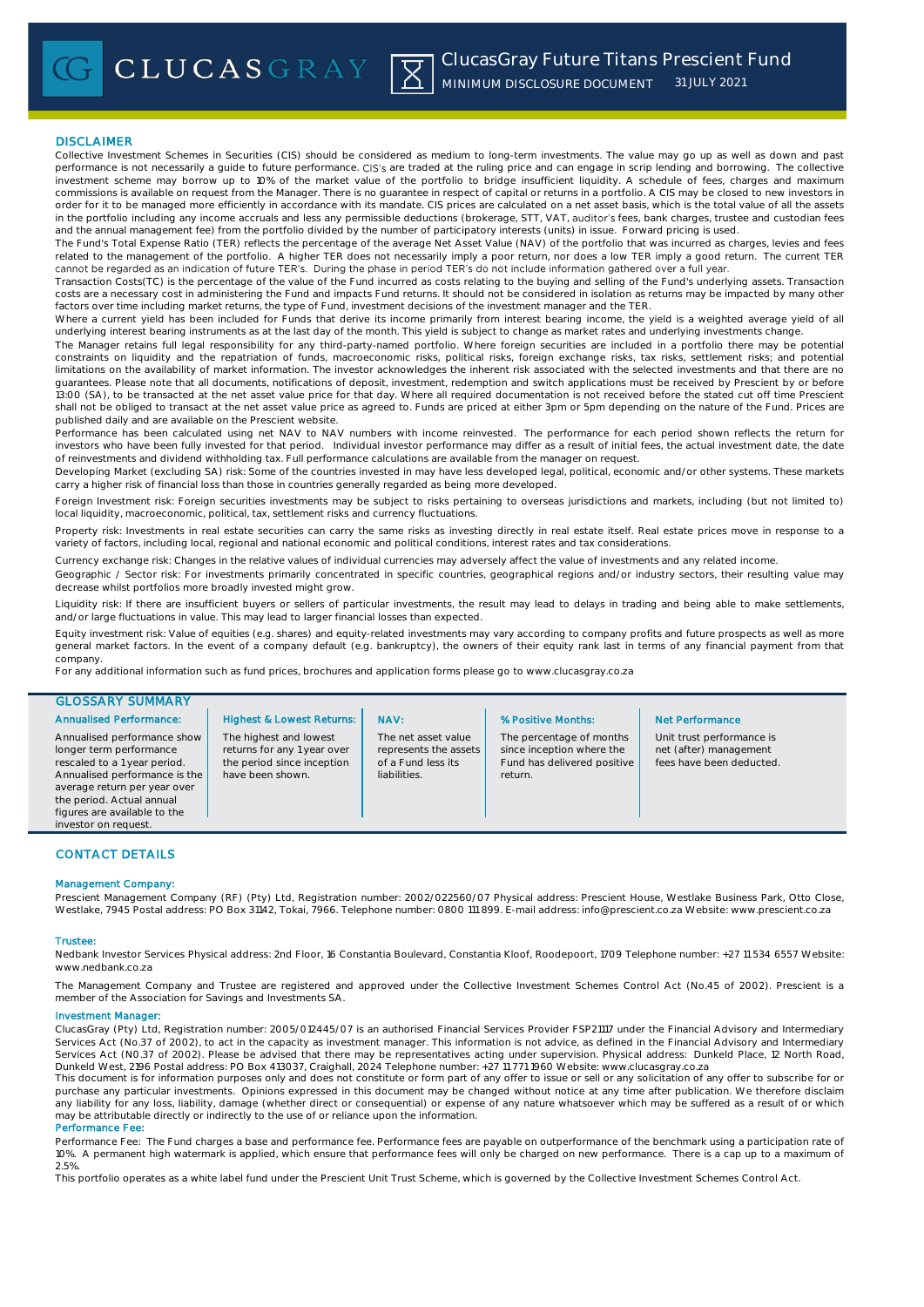# DISCLAIMER

Collective Investment Schemes in Securities (CIS) should be considered as medium to long-term investments. The value may go up as well as down and past performance is not necessarily a guide to future performance. CIS's are traded at the ruling price and can engage in scrip lending and borrowing. The collective investment scheme may borrow up to 10% of the market value of the portfolio to bridge insufficient liquidity. A schedule of fees, charges and maximum commissions is available on request from the Manager. There is no guarantee in respect of capital or returns in a portfolio. A CIS may be closed to new investors in order for it to be managed more efficiently in accordance with its mandate. CIS prices are calculated on a net asset basis, which is the total value of all the assets in the portfolio including any income accruals and less any permissible deductions (brokerage, STT, VAT, auditor's fees, bank charges, trustee and custodian fees and the annual management fee) from the portfolio divided by the number of participatory interests (units) in issue. Forward pricing is used.

The Fund's Total Expense Ratio (TER) reflects the percentage of the average Net Asset Value (NAV) of the portfolio that was incurred as charges, levies and fees related to the management of the portfolio. A higher TER does not necessarily imply a poor return, nor does a low TER imply a good return. The current TER cannot be regarded as an indication of future TER's. During the phase in period TER's do not include information gathered over a full year.

Transaction Costs(TC) is the percentage of the value of the Fund incurred as costs relating to the buying and selling of the Fund's underlying assets. Transaction costs are a necessary cost in administering the Fund and impacts Fund returns. It should not be considered in isolation as returns may be impacted by many other factors over time including market returns, the type of Fund, investment decisions of the investment manager and the TER.

Where a current yield has been included for Funds that derive its income primarily from interest bearing income, the yield is a weighted average yield of all underlying interest bearing instruments as at the last day of the month. This yield is subject to change as market rates and underlying investments change.

The Manager retains full legal responsibility for any third-party-named portfolio. Where foreign securities are included in a portfolio there may be potential constraints on liquidity and the repatriation of funds, macroeconomic risks, political risks, foreign exchange risks, tax risks, settlement risks; and potential limitations on the availability of market information. The investor acknowledges the inherent risk associated with the selected investments and that there are no guarantees. Please note that all documents, notifications of deposit, investment, redemption and switch applications must be received by Prescient by or before 13:00 (SA), to be transacted at the net asset value price for that day. Where all required documentation is not received before the stated cut off time Prescient shall not be obliged to transact at the net asset value price as agreed to. Funds are priced at either 3pm or 5pm depending on the nature of the Fund. Prices are published daily and are available on the Prescient website.

Performance has been calculated using net NAV to NAV numbers with income reinvested. The performance for each period shown reflects the return for investors who have been fully invested for that period. Individual investor performance may differ as a result of initial fees, the actual investment date, the date of reinvestments and dividend withholding tax. Full performance calculations are available from the manager on request.

Developing Market (excluding SA) risk: Some of the countries invested in may have less developed legal, political, economic and/or other systems. These markets carry a higher risk of financial loss than those in countries generally regarded as being more developed.

Foreign Investment risk: Foreign securities investments may be subject to risks pertaining to overseas jurisdictions and markets, including (but not limited to) local liquidity, macroeconomic, political, tax, settlement risks and currency fluctuations.

Property risk: Investments in real estate securities can carry the same risks as investing directly in real estate itself. Real estate prices move in response to a variety of factors, including local, regional and national economic and political conditions, interest rates and tax considerations.

Currency exchange risk: Changes in the relative values of individual currencies may adversely affect the value of investments and any related income.

Geographic / Sector risk: For investments primarily concentrated in specific countries, geographical regions and/or industry sectors, their resulting value may decrease whilst portfolios more broadly invested might grow.

Liquidity risk: If there are insufficient buyers or sellers of particular investments, the result may lead to delays in trading and being able to make settlements, and/or large fluctuations in value. This may lead to larger financial losses than expected.

Equity investment risk: Value of equities (e.g. shares) and equity-related investments may vary according to company profits and future prospects as well as more general market factors. In the event of a company default (e.g. bankruptcy), the owners of their equity rank last in terms of any financial payment from that company.

For any additional information such as fund prices, brochures and application forms please go to www.clucasgray.co.za

# GLOSSARY SUMMARY

**Annualised Performance:** Annualised performance show longer term performance rescaled to a 1 year period. Annualised performance is the average return per year over the period. Actual annual figures are available to the investor on request.

**Highest & Lowest Returns:** The highest and lowest returns for any 1 year over the period since inception have been shown.

**NAV:** The net asset value represents the assets of a Fund less its liabilities.

**% Positive Months:** The percentage of months since inception where the Fund has delivered positive return.

**Net Performance:** Unit trust performance is net (after) management fees have been deducted.

# CONTACT DETAILS

## Management Company:

Prescient Management Company (RF) (Pty) Ltd, Registration number: 2002/022560/07 Physical address: Prescient House, Westlake Business Park, Otto Close, Westlake, 7945 Postal address: PO Box 31142, Tokai, 7966. Telephone number: 0800 111 899. E-mail address: info@prescient.co.za Website: www.prescient.co.za

## Trustee:

Nedbank Investor Services Physical address: 2nd Floor, 16 Constantia Boulevard, Constantia Kloof, Roodepoort, 1709 Telephone number: +27 11 534 6557 Website: www.nedbank.co.za

The Management Company and Trustee are registered and approved under the Collective Investment Schemes Control Act (No.45 of 2002). Prescient is a member of the Association for Savings and Investments SA.

## Investment Manager:

ClucasGray (Pty) Ltd, Registration number: 2005/012445/07 is an authorised Financial Services Provider FSP21117 under the Financial Advisory and Intermediary Services Act (No.37 of 2002), to act in the capacity as investment manager. This information is not advice, as defined in the Financial Advisory and Intermediary Services Act (N0.37 of 2002). Please be advised that there may be representatives acting under supervision. Physical address: Dunkeld Place, 12 North Road, Dunkeld West, 2196 Postal address: PO Box 413037, Craighall, 2024 Telephone number: +27 11 771 1960 Website: www.clucasgray.co.za

This document is for information purposes only and does not constitute or form part of any offer to issue or sell or any solicitation of any offer to subscribe for or purchase any particular investments. Opinions expressed in this document may be changed without notice at any time after publication. We therefore disclaim any liability for any loss, liability, damage (whether direct or consequential) or expense of any nature whatsoever which may be suffered as a result of or which may be attributable directly or indirectly to the use of or reliance upon the information.

## Performance Fee:

Performance Fee: The Fund charges a base and performance fee. Performance fees are payable on outperformance of the benchmark using a participation rate of 10%. A permanent high watermark is applied, which ensure that performance fees will only be charged on new performance. There is a cap up to a maximum of 2.5%.

This portfolio operates as a white label fund under the Prescient Unit Trust Scheme, which is governed by the Collective Investment Schemes Control Act.